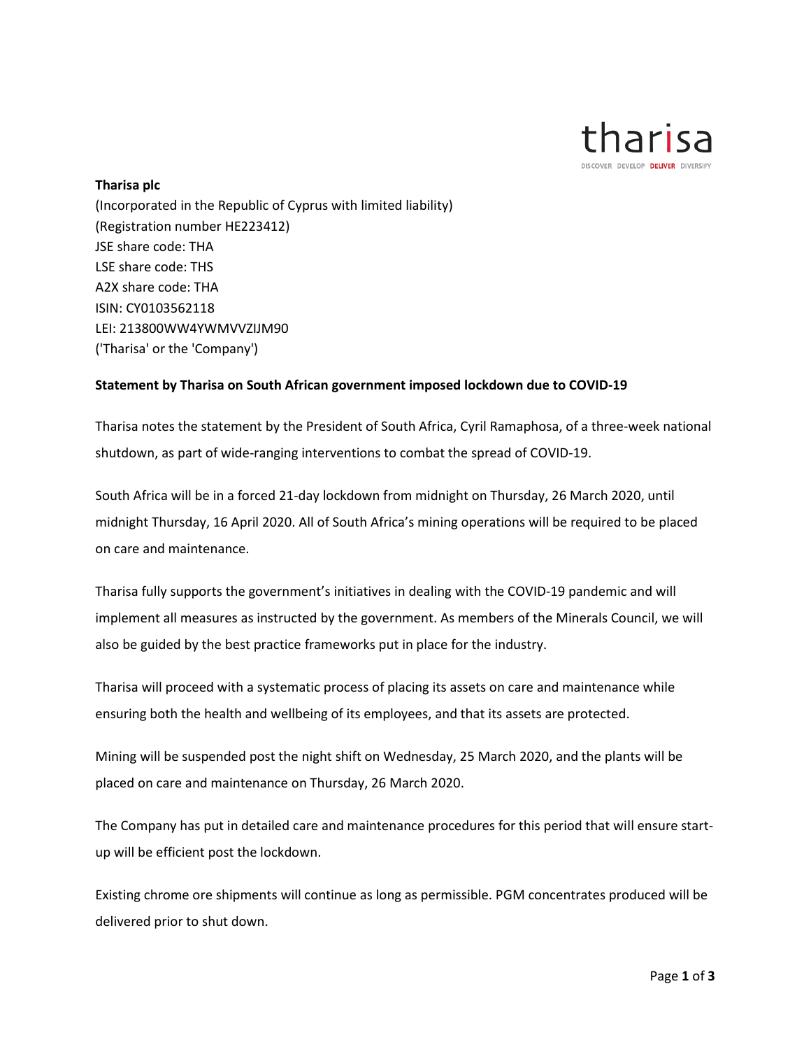**Tharisa plc**
(Incorporated in the Republic of Cyprus with limited liability)
(Registration number HE223412)
JSE share code: THA
LSE share code: THS
A2X share code: THA
ISIN: CY0103562118
LEI: 213800WW4YWMVVZIJM90
('Tharisa' or the 'Company')

**Statement by Tharisa on South African government imposed lockdown due to COVID-19**

Tharisa notes the statement by the President of South Africa, Cyril Ramaphosa, of a three-week national shutdown, as part of wide-ranging interventions to combat the spread of COVID-19.

South Africa will be in a forced 21-day lockdown from midnight on Thursday, 26 March 2020, until midnight Thursday, 16 April 2020. All of South Africa's mining operations will be required to be placed on care and maintenance.

Tharisa fully supports the government's initiatives in dealing with the COVID-19 pandemic and will implement all measures as instructed by the government. As members of the Minerals Council, we will also be guided by the best practice frameworks put in place for the industry.

Tharisa will proceed with a systematic process of placing its assets on care and maintenance while ensuring both the health and wellbeing of its employees, and that its assets are protected.

Mining will be suspended post the night shift on Wednesday, 25 March 2020, and the plants will be placed on care and maintenance on Thursday, 26 March 2020.

The Company has put in detailed care and maintenance procedures for this period that will ensure start-up will be efficient post the lockdown.

Existing chrome ore shipments will continue as long as permissible. PGM concentrates produced will be delivered prior to shut down.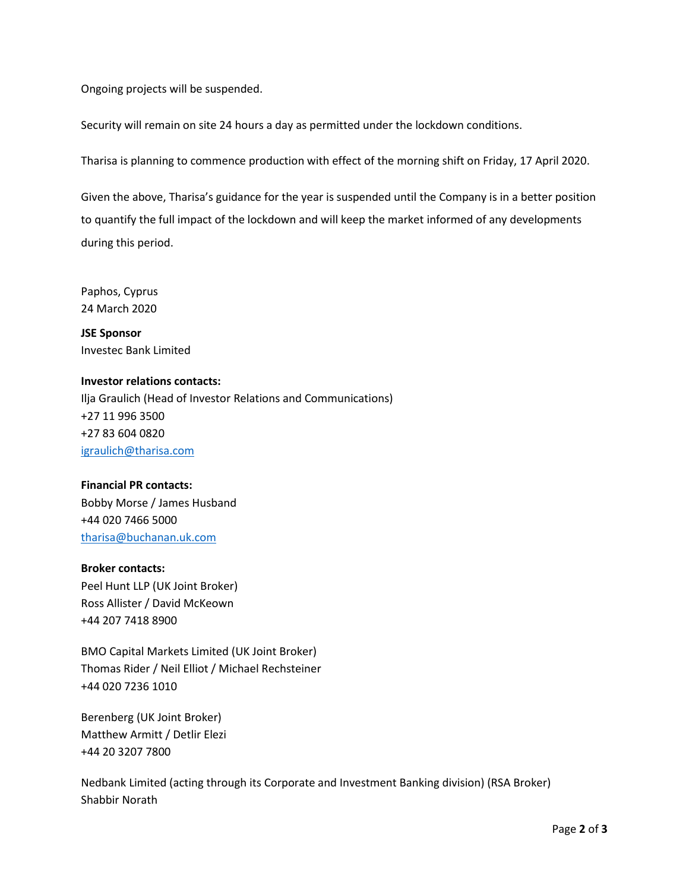Ongoing projects will be suspended.

Security will remain on site 24 hours a day as permitted under the lockdown conditions.

Tharisa is planning to commence production with effect of the morning shift on Friday, 17 April 2020.

Given the above, Tharisa's guidance for the year is suspended until the Company is in a better position to quantify the full impact of the lockdown and will keep the market informed of any developments during this period.

Paphos, Cyprus
24 March 2020

**JSE Sponsor**
Investec Bank Limited

**Investor relations contacts:**
Ilja Graulich (Head of Investor Relations and Communications)
+27 11 996 3500
+27 83 604 0820
igraulich@tharisa.com

**Financial PR contacts:**
Bobby Morse / James Husband
+44 020 7466 5000
tharisa@buchanan.uk.com

**Broker contacts:**
Peel Hunt LLP (UK Joint Broker)
Ross Allister / David McKeown
+44 207 7418 8900

BMO Capital Markets Limited (UK Joint Broker)
Thomas Rider / Neil Elliot / Michael Rechsteiner
+44 020 7236 1010

Berenberg (UK Joint Broker)
Matthew Armitt / Detlir Elezi
+44 20 3207 7800

Nedbank Limited (acting through its Corporate and Investment Banking division) (RSA Broker)
Shabbir Norath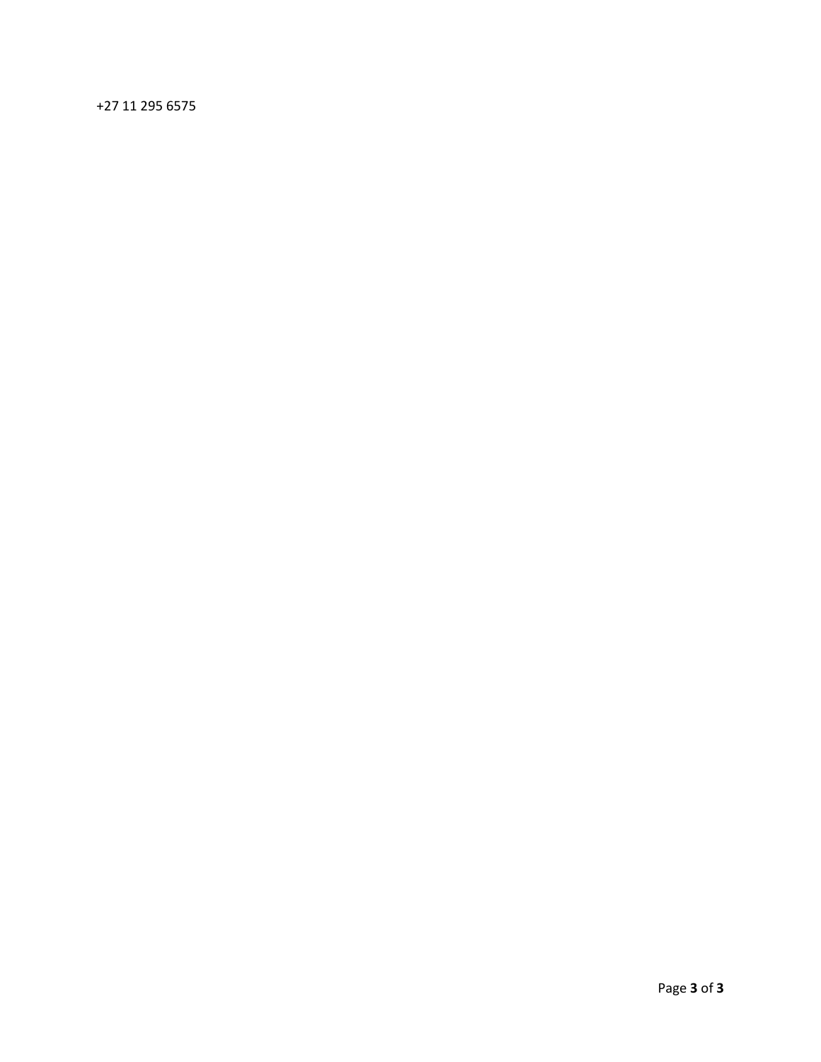+27 11 295 6575